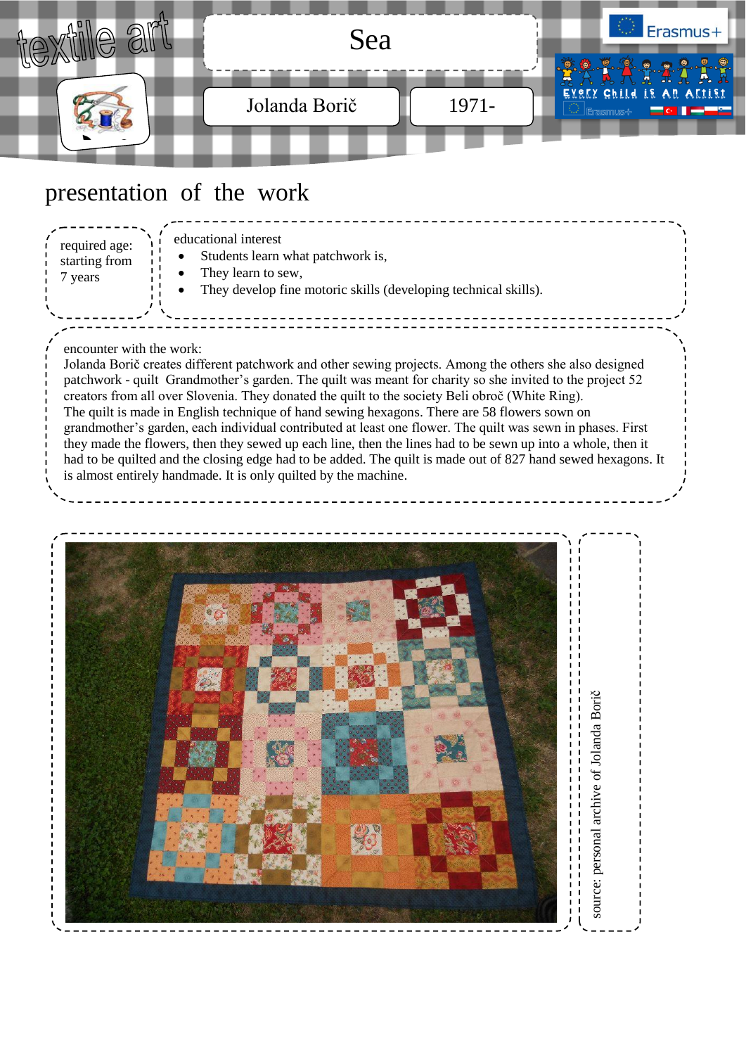textile art

# Sea

Jolanda Borič | 1971-

Erasmus+

Every Child is An Artist

## presentation of the work

required age: starting from 7 years

educational interest

- Students learn what patchwork is,
- They learn to sew,
- They develop fine motoric skills (developing technical skills).

encounter with the work:

Jolanda Borič creates different patchwork and other sewing projects. Among the others she also designed patchwork - quilt Grandmother's garden. The quilt was meant for charity so she invited to the project 52 creators from all over Slovenia. They donated the quilt to the society Beli obroč (White Ring).

The quilt is made in English technique of hand sewing hexagons. There are 58 flowers sown on grandmother's garden, each individual contributed at least one flower. The quilt was sewn in phases. First they made the flowers, then they sewed up each line, then the lines had to be sewn up into a whole, then it had to be quilted and the closing edge had to be added. The quilt is made out of 827 hand sewed hexagons. It is almost entirely handmade. It is only quilted by the machine.

source: personal archive of Jolanda Borič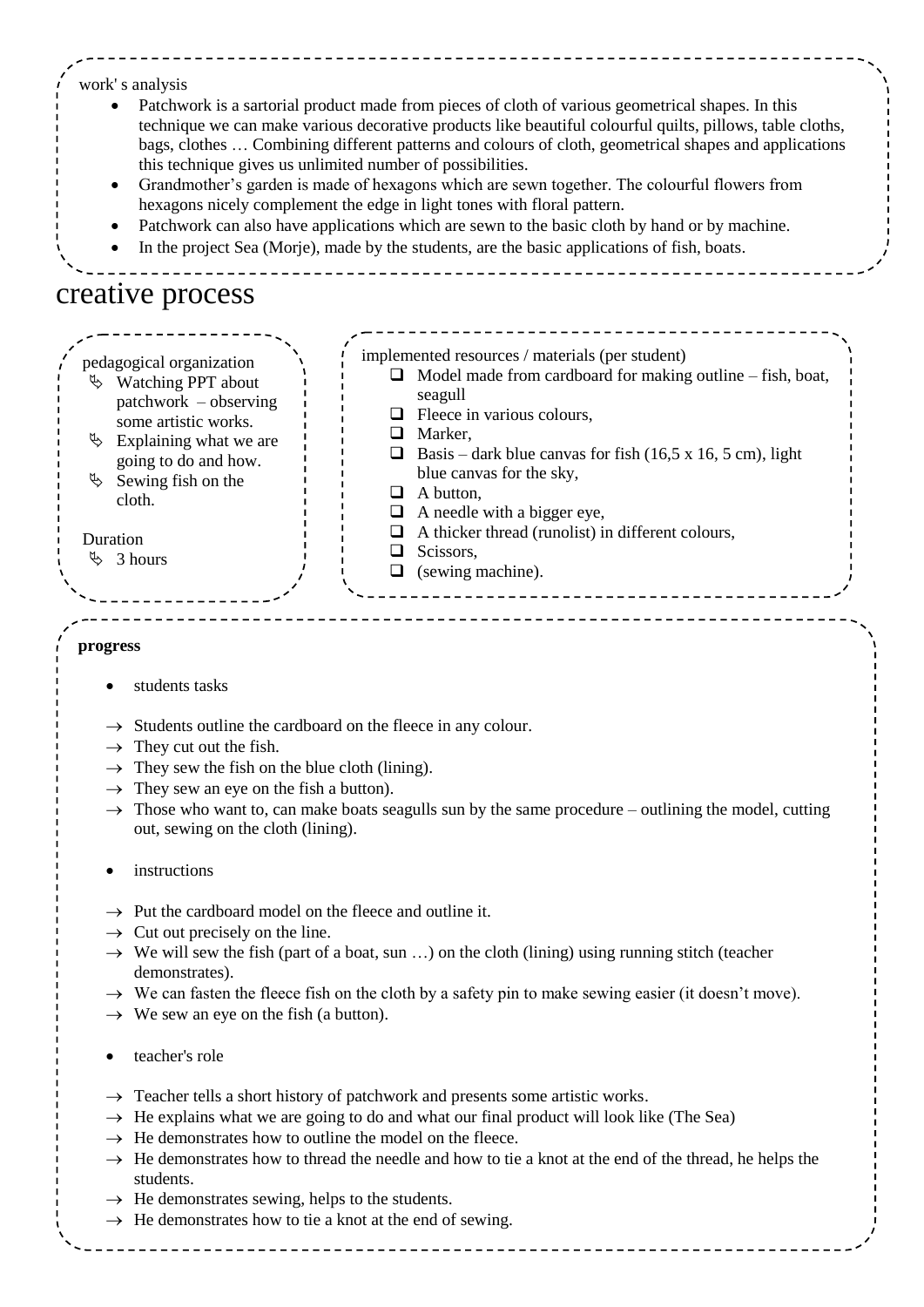work' s analysis

- Patchwork is a sartorial product made from pieces of cloth of various geometrical shapes. In this technique we can make various decorative products like beautiful colourful quilts, pillows, table cloths, bags, clothes … Combining different patterns and colours of cloth, geometrical shapes and applications this technique gives us unlimited number of possibilities.
- Grandmother's garden is made of hexagons which are sewn together. The colourful flowers from hexagons nicely complement the edge in light tones with floral pattern.
- Patchwork can also have applications which are sewn to the basic cloth by hand or by machine.
- In the project Sea (Morje), made by the students, are the basic applications of fish, boats.

# creative process

pedagogical organization

- Watching PPT about patchwork – observing some artistic works.
- Explaining what we are going to do and how.
- Sewing fish on the cloth.

Duration

- 3 hours

implemented resources / materials (per student)

- Model made from cardboard for making outline – fish, boat, seagull
- Fleece in various colours,
- Marker,
- Basis – dark blue canvas for fish (16,5 x 16, 5 cm), light blue canvas for the sky,
- A button,
- A needle with a bigger eye,
- A thicker thread (runolist) in different colours,
- Scissors,
- (sewing machine).

**progress**

- students tasks

→ Students outline the cardboard on the fleece in any colour.
→ They cut out the fish.
→ They sew the fish on the blue cloth (lining).
→ They sew an eye on the fish a button).
→ Those who want to, can make boats seagulls sun by the same procedure – outlining the model, cutting out, sewing on the cloth (lining).

- instructions

→ Put the cardboard model on the fleece and outline it.
→ Cut out precisely on the line.
→ We will sew the fish (part of a boat, sun …) on the cloth (lining) using running stitch (teacher demonstrates).
→ We can fasten the fleece fish on the cloth by a safety pin to make sewing easier (it doesn't move).
→ We sew an eye on the fish (a button).

- teacher's role

→ Teacher tells a short history of patchwork and presents some artistic works.
→ He explains what we are going to do and what our final product will look like (The Sea)
→ He demonstrates how to outline the model on the fleece.
→ He demonstrates how to thread the needle and how to tie a knot at the end of the thread, he helps the students.
→ He demonstrates sewing, helps to the students.
→ He demonstrates how to tie a knot at the end of sewing.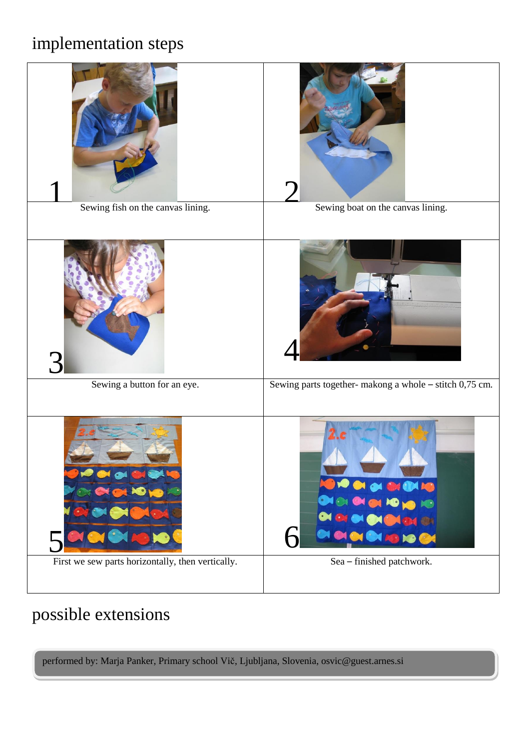## implementation steps

| | |
|---|---|
| 1 | 2 |
| Sewing fish on the canvas lining. | Sewing boat on the canvas lining. |
| 3 | 4 |
| Sewing a button for an eye. | Sewing parts together- makong a whole – stitch 0,75 cm. |
| 5 | 6 |
| First we sew parts horizontally, then vertically. | Sea – finished patchwork. |

## possible extensions

performed by: Marja Panker, Primary school Vič, Ljubljana, Slovenia, osvic@guest.arnes.si